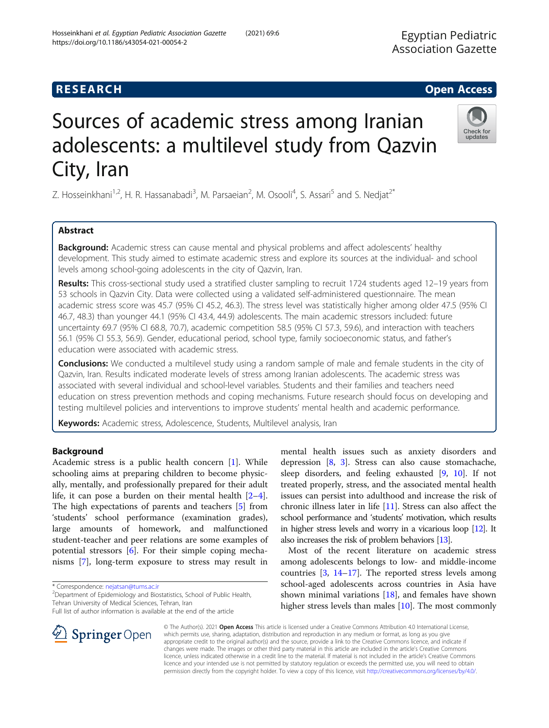RESEARCH

Open Access

# Sources of academic stress among Iranian adolescents: a multilevel study from Qazvin City, Iran

Z. Hosseinkhani[1,2], H. R. Hassanabadi[3], M. Parsaeian[2], M. Osooli[4], S. Assari[5] and S. Nedjat[2*]

## Abstract

**Background:** Academic stress can cause mental and physical problems and affect adolescents' healthy development. This study aimed to estimate academic stress and explore its sources at the individual- and school levels among school-going adolescents in the city of Qazvin, Iran.

**Results:** This cross-sectional study used a stratified cluster sampling to recruit 1724 students aged 12–19 years from 53 schools in Qazvin City. Data were collected using a validated self-administered questionnaire. The mean academic stress score was 45.7 (95% CI 45.2, 46.3). The stress level was statistically higher among older 47.5 (95% CI 46.7, 48.3) than younger 44.1 (95% CI 43.4, 44.9) adolescents. The main academic stressors included: future uncertainty 69.7 (95% CI 68.8, 70.7), academic competition 58.5 (95% CI 57.3, 59.6), and interaction with teachers 56.1 (95% CI 55.3, 56.9). Gender, educational period, school type, family socioeconomic status, and father's education were associated with academic stress.

**Conclusions:** We conducted a multilevel study using a random sample of male and female students in the city of Qazvin, Iran. Results indicated moderate levels of stress among Iranian adolescents. The academic stress was associated with several individual and school-level variables. Students and their families and teachers need education on stress prevention methods and coping mechanisms. Future research should focus on developing and testing multilevel policies and interventions to improve students' mental health and academic performance.

**Keywords:** Academic stress, Adolescence, Students, Multilevel analysis, Iran

## Background

Academic stress is a public health concern [1]. While schooling aims at preparing children to become physically, mentally, and professionally prepared for their adult life, it can pose a burden on their mental health [2–4]. The high expectations of parents and teachers [5] from 'students' school performance (examination grades), large amounts of homework, and malfunctioned student-teacher and peer relations are some examples of potential stressors [6]. For their simple coping mechanisms [7], long-term exposure to stress may result in mental health issues such as anxiety disorders and depression [8, 3]. Stress can also cause stomachache, sleep disorders, and feeling exhausted [9, 10]. If not treated properly, stress, and the associated mental health issues can persist into adulthood and increase the risk of chronic illness later in life [11]. Stress can also affect the school performance and 'students' motivation, which results in higher stress levels and worry in a vicarious loop [12]. It also increases the risk of problem behaviors [13].

Most of the recent literature on academic stress among adolescents belongs to low- and middle-income countries [3, 14–17]. The reported stress levels among school-aged adolescents across countries in Asia have shown minimal variations [18], and females have shown higher stress levels than males [10]. The most commonly

* Correspondence: nejatsan@tums.ac.ir
[2]Department of Epidemiology and Biostatistics, School of Public Health, Tehran University of Medical Sciences, Tehran, Iran
Full list of author information is available at the end of the article

© The Author(s). 2021 **Open Access** This article is licensed under a Creative Commons Attribution 4.0 International License, which permits use, sharing, adaptation, distribution and reproduction in any medium or format, as long as you give appropriate credit to the original author(s) and the source, provide a link to the Creative Commons licence, and indicate if changes were made. The images or other third party material in this article are included in the article's Creative Commons licence, unless indicated otherwise in a credit line to the material. If material is not included in the article's Creative Commons licence and your intended use is not permitted by statutory regulation or exceeds the permitted use, you will need to obtain permission directly from the copyright holder. To view a copy of this licence, visit http://creativecommons.org/licenses/by/4.0/.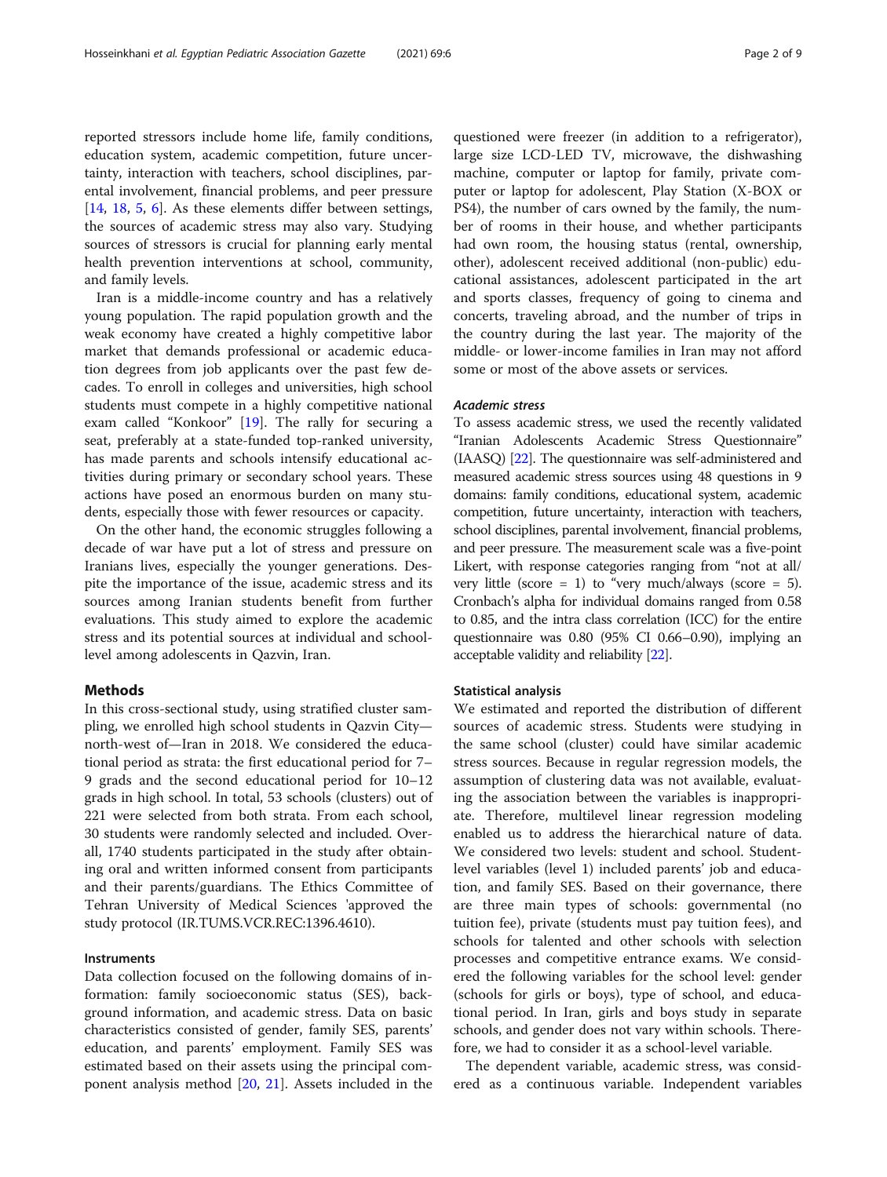reported stressors include home life, family conditions, education system, academic competition, future uncertainty, interaction with teachers, school disciplines, parental involvement, financial problems, and peer pressure [14, 18, 5, 6]. As these elements differ between settings, the sources of academic stress may also vary. Studying sources of stressors is crucial for planning early mental health prevention interventions at school, community, and family levels.

Iran is a middle-income country and has a relatively young population. The rapid population growth and the weak economy have created a highly competitive labor market that demands professional or academic education degrees from job applicants over the past few decades. To enroll in colleges and universities, high school students must compete in a highly competitive national exam called "Konkoor" [19]. The rally for securing a seat, preferably at a state-funded top-ranked university, has made parents and schools intensify educational activities during primary or secondary school years. These actions have posed an enormous burden on many students, especially those with fewer resources or capacity.

On the other hand, the economic struggles following a decade of war have put a lot of stress and pressure on Iranians lives, especially the younger generations. Despite the importance of the issue, academic stress and its sources among Iranian students benefit from further evaluations. This study aimed to explore the academic stress and its potential sources at individual and school-level among adolescents in Qazvin, Iran.

## Methods

In this cross-sectional study, using stratified cluster sampling, we enrolled high school students in Qazvin City—north-west of—Iran in 2018. We considered the educational period as strata: the first educational period for 7–9 grads and the second educational period for 10–12 grads in high school. In total, 53 schools (clusters) out of 221 were selected from both strata. From each school, 30 students were randomly selected and included. Overall, 1740 students participated in the study after obtaining oral and written informed consent from participants and their parents/guardians. The Ethics Committee of Tehran University of Medical Sciences 'approved the study protocol (IR.TUMS.VCR.REC:1396.4610).

### Instruments

Data collection focused on the following domains of information: family socioeconomic status (SES), background information, and academic stress. Data on basic characteristics consisted of gender, family SES, parents' education, and parents' employment. Family SES was estimated based on their assets using the principal component analysis method [20, 21]. Assets included in the questioned were freezer (in addition to a refrigerator), large size LCD-LED TV, microwave, the dishwashing machine, computer or laptop for family, private computer or laptop for adolescent, Play Station (X-BOX or PS4), the number of cars owned by the family, the number of rooms in their house, and whether participants had own room, the housing status (rental, ownership, other), adolescent received additional (non-public) educational assistances, adolescent participated in the art and sports classes, frequency of going to cinema and concerts, traveling abroad, and the number of trips in the country during the last year. The majority of the middle- or lower-income families in Iran may not afford some or most of the above assets or services.

#### *Academic stress*

To assess academic stress, we used the recently validated "Iranian Adolescents Academic Stress Questionnaire" (IAASQ) [22]. The questionnaire was self-administered and measured academic stress sources using 48 questions in 9 domains: family conditions, educational system, academic competition, future uncertainty, interaction with teachers, school disciplines, parental involvement, financial problems, and peer pressure. The measurement scale was a five-point Likert, with response categories ranging from "not at all/very little (score = 1) to "very much/always (score = 5). Cronbach's alpha for individual domains ranged from 0.58 to 0.85, and the intra class correlation (ICC) for the entire questionnaire was 0.80 (95% CI 0.66–0.90), implying an acceptable validity and reliability [22].

### Statistical analysis

We estimated and reported the distribution of different sources of academic stress. Students were studying in the same school (cluster) could have similar academic stress sources. Because in regular regression models, the assumption of clustering data was not available, evaluating the association between the variables is inappropriate. Therefore, multilevel linear regression modeling enabled us to address the hierarchical nature of data. We considered two levels: student and school. Student-level variables (level 1) included parents' job and education, and family SES. Based on their governance, there are three main types of schools: governmental (no tuition fee), private (students must pay tuition fees), and schools for talented and other schools with selection processes and competitive entrance exams. We considered the following variables for the school level: gender (schools for girls or boys), type of school, and educational period. In Iran, girls and boys study in separate schools, and gender does not vary within schools. Therefore, we had to consider it as a school-level variable.

The dependent variable, academic stress, was considered as a continuous variable. Independent variables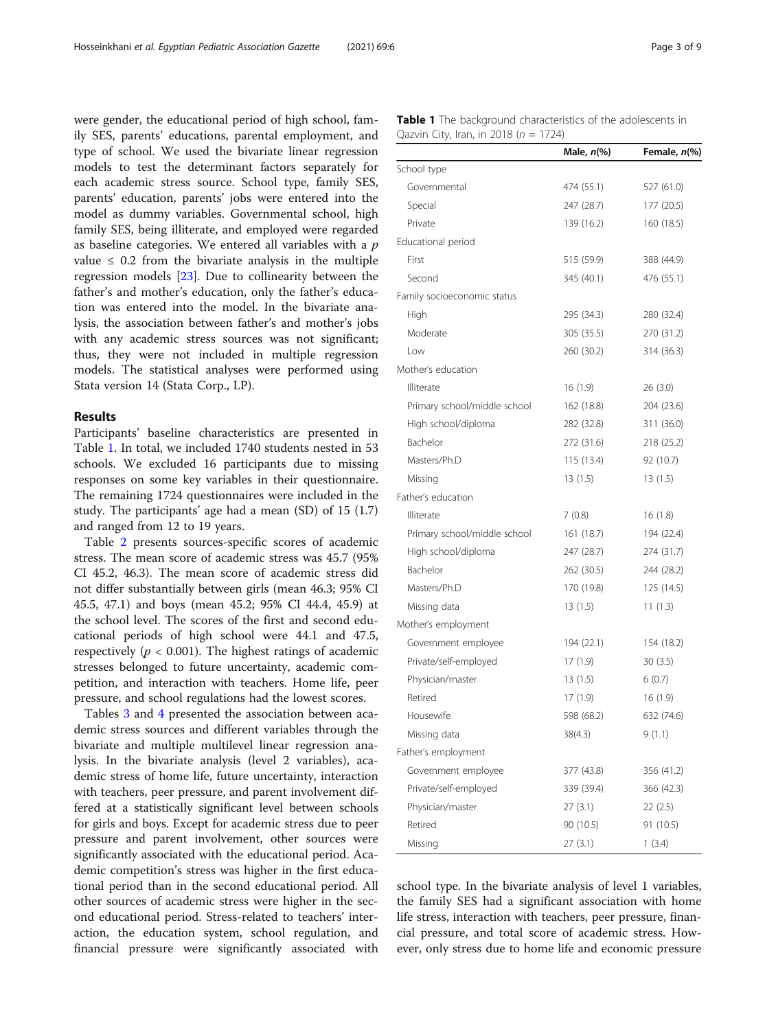were gender, the educational period of high school, family SES, parents' educations, parental employment, and type of school. We used the bivariate linear regression models to test the determinant factors separately for each academic stress source. School type, family SES, parents' education, parents' jobs were entered into the model as dummy variables. Governmental school, high family SES, being illiterate, and employed were regarded as baseline categories. We entered all variables with a $p$ value $\leq 0.2$ from the bivariate analysis in the multiple regression models [23]. Due to collinearity between the father's and mother's education, only the father's education was entered into the model. In the bivariate analysis, the association between father's and mother's jobs with any academic stress sources was not significant; thus, they were not included in multiple regression models. The statistical analyses were performed using Stata version 14 (Stata Corp., LP).

## Results

Participants' baseline characteristics are presented in Table 1. In total, we included 1740 students nested in 53 schools. We excluded 16 participants due to missing responses on some key variables in their questionnaire. The remaining 1724 questionnaires were included in the study. The participants' age had a mean (SD) of 15 (1.7) and ranged from 12 to 19 years.

Table 2 presents sources-specific scores of academic stress. The mean score of academic stress was 45.7 (95% CI 45.2, 46.3). The mean score of academic stress did not differ substantially between girls (mean 46.3; 95% CI 45.5, 47.1) and boys (mean 45.2; 95% CI 44.4, 45.9) at the school level. The scores of the first and second educational periods of high school were 44.1 and 47.5, respectively ($p < 0.001$). The highest ratings of academic stresses belonged to future uncertainty, academic competition, and interaction with teachers. Home life, peer pressure, and school regulations had the lowest scores.

Tables 3 and 4 presented the association between academic stress sources and different variables through the bivariate and multiple multilevel linear regression analysis. In the bivariate analysis (level 2 variables), academic stress of home life, future uncertainty, interaction with teachers, peer pressure, and parent involvement differed at a statistically significant level between schools for girls and boys. Except for academic stress due to peer pressure and parent involvement, other sources were significantly associated with the educational period. Academic competition's stress was higher in the first educational period than in the second educational period. All other sources of academic stress were higher in the second educational period. Stress-related to teachers' interaction, the education system, school regulation, and financial pressure were significantly associated with school type. In the bivariate analysis of level 1 variables, the family SES had a significant association with home life stress, interaction with teachers, peer pressure, financial pressure, and total score of academic stress. However, only stress due to home life and economic pressure

**Table 1** The background characteristics of the adolescents in Qazvin City, Iran, in 2018 ($n$ = 1724)

| | Male, $n$(%) | Female, $n$(%) |
|---|---|---|
| School type | | |
| Governmental | 474 (55.1) | 527 (61.0) |
| Special | 247 (28.7) | 177 (20.5) |
| Private | 139 (16.2) | 160 (18.5) |
| Educational period | | |
| First | 515 (59.9) | 388 (44.9) |
| Second | 345 (40.1) | 476 (55.1) |
| Family socioeconomic status | | |
| High | 295 (34.3) | 280 (32.4) |
| Moderate | 305 (35.5) | 270 (31.2) |
| Low | 260 (30.2) | 314 (36.3) |
| Mother's education | | |
| Illiterate | 16 (1.9) | 26 (3.0) |
| Primary school/middle school | 162 (18.8) | 204 (23.6) |
| High school/diploma | 282 (32.8) | 311 (36.0) |
| Bachelor | 272 (31.6) | 218 (25.2) |
| Masters/Ph.D | 115 (13.4) | 92 (10.7) |
| Missing | 13 (1.5) | 13 (1.5) |
| Father's education | | |
| Illiterate | 7 (0.8) | 16 (1.8) |
| Primary school/middle school | 161 (18.7) | 194 (22.4) |
| High school/diploma | 247 (28.7) | 274 (31.7) |
| Bachelor | 262 (30.5) | 244 (28.2) |
| Masters/Ph.D | 170 (19.8) | 125 (14.5) |
| Missing data | 13 (1.5) | 11 (1.3) |
| Mother's employment | | |
| Government employee | 194 (22.1) | 154 (18.2) |
| Private/self-employed | 17 (1.9) | 30 (3.5) |
| Physician/master | 13 (1.5) | 6 (0.7) |
| Retired | 17 (1.9) | 16 (1.9) |
| Housewife | 598 (68.2) | 632 (74.6) |
| Missing data | 38(4.3) | 9 (1.1) |
| Father's employment | | |
| Government employee | 377 (43.8) | 356 (41.2) |
| Private/self-employed | 339 (39.4) | 366 (42.3) |
| Physician/master | 27 (3.1) | 22 (2.5) |
| Retired | 90 (10.5) | 91 (10.5) |
| Missing | 27 (3.1) | 1 (3.4) |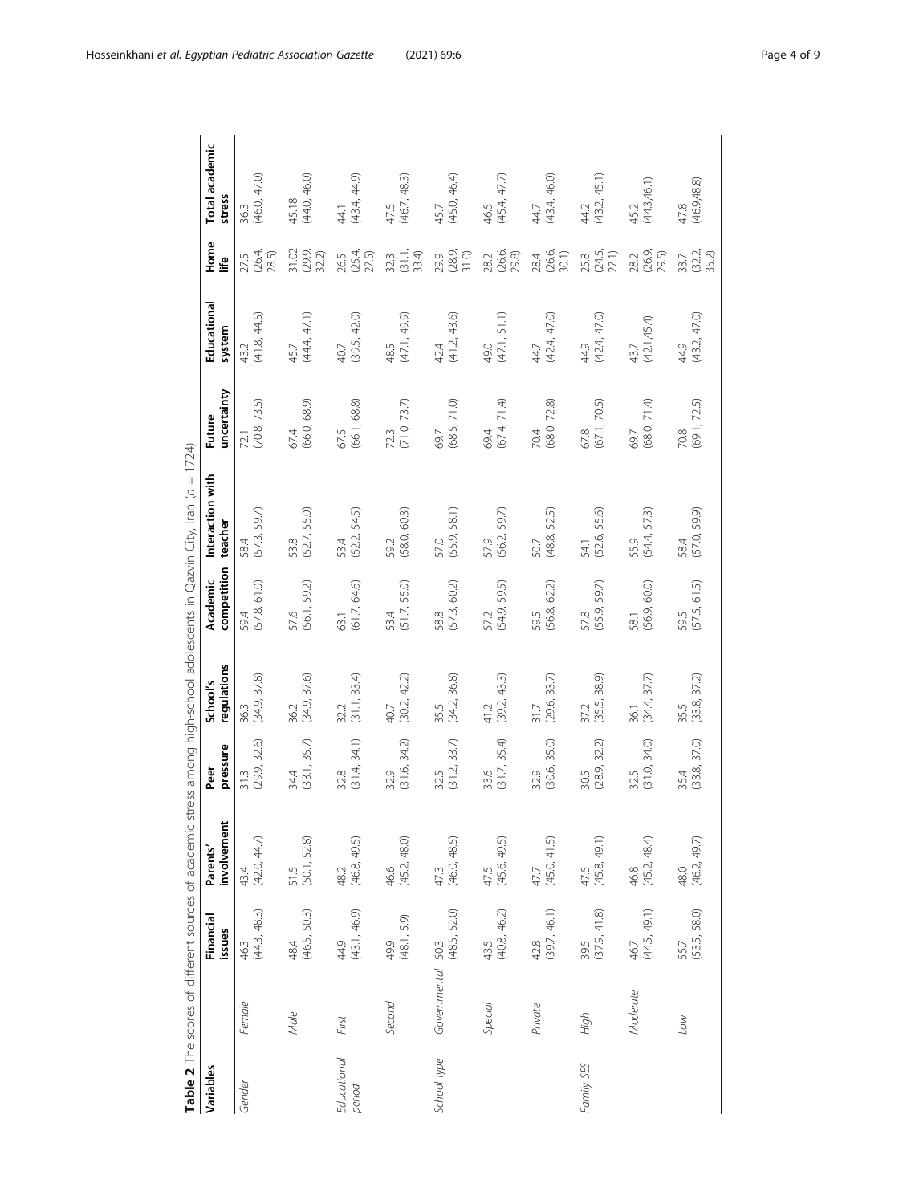**Table 2** The scores of different sources of academic stress among high-school adolescents in Qazvin City, Iran (*n* = 1724)

| Variables | | Financial issues | Parents' involvement | Peer pressure | School's regulations | Academic competition | Interaction with teacher | Future uncertainty | Educational system | Home life | Total academic stress |
|---|---|---|---|---|---|---|---|---|---|---|---|
| Gender | *Female* | 46.3 (44.3, 48.3) | 43.4 (42.0, 44.7) | 31.3 (29.9, 32.6) | 36.3 (34.9, 37.8) | 59.4 (57.8, 61.0) | 58.4 (57.3, 59.7) | 72.1 (70.8, 73.5) | 43.2 (41.8, 44.5) | 27.5 (26.4, 28.5) | 36.3 (46.0, 47.0) |
| | *Male* | 48.4 (46.5, 50.3) | 51.5 (50.1, 52.8) | 34.4 (33.1, 35.7) | 36.2 (34.9, 37.6) | 57.6 (56.1, 59.2) | 53.8 (52.7, 55.0) | 67.4 (66.0, 68.9) | 45.7 (44.4, 47.1) | 31.02 (29.9, 32.2) | 45.18 (44.0, 46.0) |
| Educational period | *First* | 44.9 (43.1, 46.9) | 48.2 (46.8, 49.5) | 32.8 (31.4, 34.1) | 32.2 (31.1, 33.4) | 63.1 (61.7, 64.6) | 53.4 (52.2, 54.5) | 67.5 (66.1, 68.8) | 40.7 (39.5, 42.0) | 26.5 (25.4, 27.5) | 44.1 (43.4, 44.9) |
| | *Second* | 49.9 (48.1, 5.9) | 46.6 (45.2, 48.0) | 32.9 (31.6, 34.2) | 40.7 (30.2, 42.2) | 53.4 (51.7, 55.0) | 59.2 (58.0, 60.3) | 72.3 (71.0, 73.7) | 48.5 (47.1, 49.9) | 32.3 (31.1, 33.4) | 47.5 (46.7, 48.3) |
| School type | *Governmental* | 50.3 (48.5, 52.0) | 47.3 (46.0, 48.5) | 32.5 (31.2, 33.7) | 35.5 (34.2, 36.8) | 58.8 (57.3, 60.2) | 57.0 (55.9, 58.1) | 69.7 (68.5, 71.0) | 42.4 (41.2, 43.6) | 29.9 (28.9, 31.0) | 45.7 (45.0, 46.4) |
| | *Special* | 43.5 (40.8, 46.2) | 47.5 (45.6, 49.5) | 33.6 (31.7, 35.4) | 41.2 (39.2, 43.3) | 57.2 (54.9, 59.5) | 57.9 (56.2, 59.7) | 69.4 (67.4, 71.4) | 49.0 (47.1, 51.1) | 28.2 (26.6, 29.8) | 46.5 (45.4, 47.7) |
| | *Private* | 42.8 (39.7, 46.1) | 47.7 (45.0, 41.5) | 32.9 (30.6, 35.0) | 31.7 (29.6, 33.7) | 59.5 (56.8, 62.2) | 50.7 (48.8, 52.5) | 70.4 (68.0, 72.8) | 44.7 (42.4, 47.0) | 28.4 (26.6, 30.1) | 44.7 (43.4, 46.0) |
| Family SES | *High* | 39.5 (37.9, 41.8) | 47.5 (45.8, 49.1) | 30.5 (28.9, 32.2) | 37.2 (35.5, 38.9) | 57.8 (55.9, 59.7) | 54.1 (52.6, 55.6) | 67.8 (67.1, 70.5) | 44.9 (42.4, 47.0) | 25.8 (24.5, 27.1) | 44.2 (43.2, 45.1) |
| | *Moderate* | 46.7 (44.5, 49.1) | 46.8 (45.2, 48.4) | 32.5 (31.0, 34.0) | 36.1 (34.4, 37.7) | 58.1 (56.9, 60.0) | 55.9 (54.4, 57.3) | 69.7 (68.0, 71.4) | 43.7 (42.1,45.4) | 28.2 (26.9, 29.5) | 45.2 (44.3,46.1) |
| | *Low* | 55.7 (53.5, 58.0) | 48.0 (46.2, 49.7) | 35.4 (33.8, 37.0) | 35.5 (33.8, 37.2) | 59.5 (57.5, 61.5) | 58.4 (57.0, 59.9) | 70.8 (69.1, 72.5) | 44.9 (43.2, 47.0) | 33.7 (32.2, 35.2) | 47.8 (46.9,48.8) |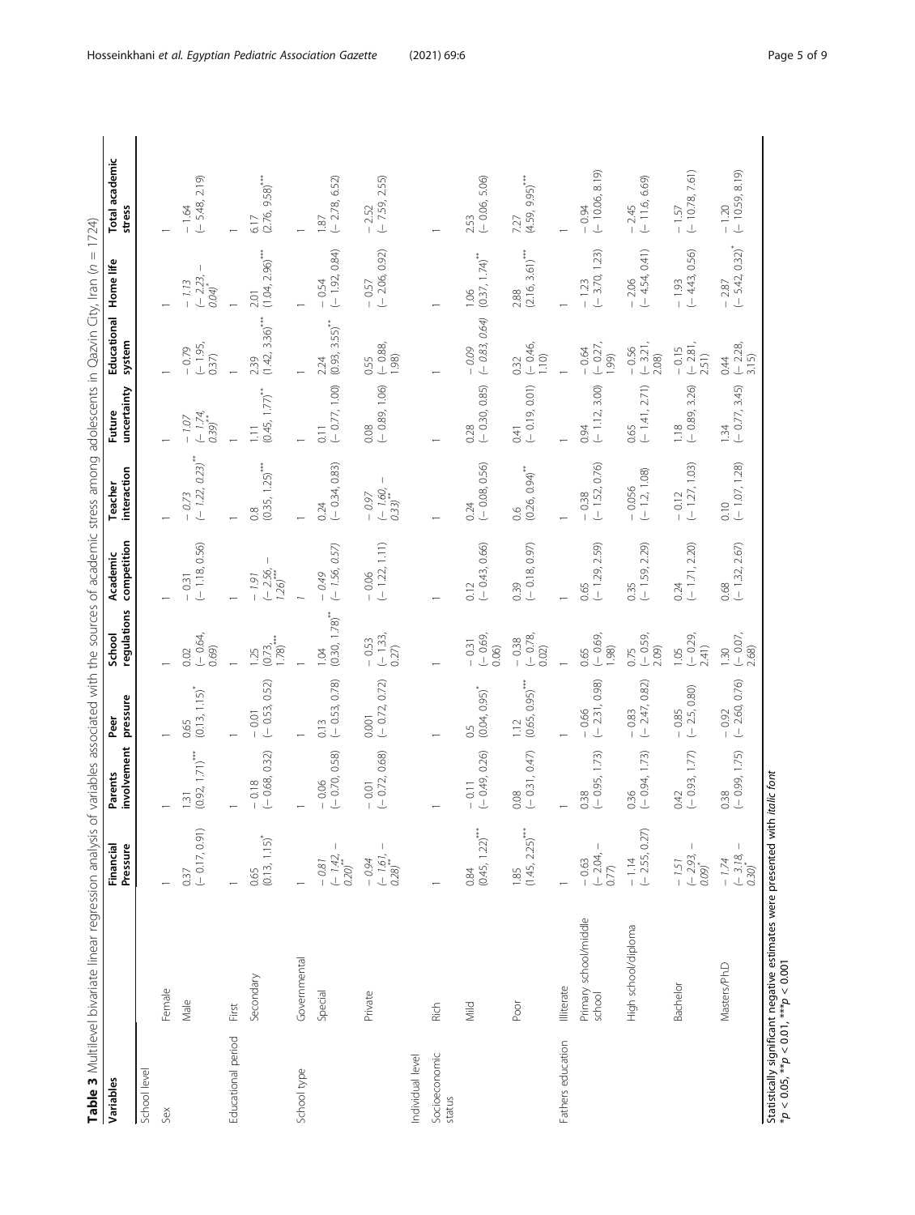**Table 3** Multilevel bivariate linear regression analysis of variables associated with the sources of academic stress among adolescents in Qazvin City, Iran ($n$ = 1724)

| Variables | | Financial Pressure | Parents involvement | Peer pressure | School regulations | Academic competition | Teacher interaction | Future uncertainty | Educational system | Home life | Total academic stress |
|---|---|---|---|---|---|---|---|---|---|---|---|
| School level | | | | | | | | | | | |
| Sex | Female | 1 | 1 | 1 | 1 | 1 | 1 | 1 | 1 | 1 | 1 |
| | Male | 0.37 (− 0.17, 0.91) | 1.31 (0.92, 1.71)*** | 0.65 (0.13, 1.15)* | 0.02 (− 0.64, 0.69) | − 0.31 (− 1.18, 0.56) | *− 0.73 (− 1.22, 0.23)*** | *− 1.07 (− 1.74, 0.39)*** | − 0.79 (− 1.95, 0.37) | *− 1.13 (− 2.23, − 0.04)** | − 1.64 (− 5.48, 2.19) |
| Educational period | First | 1 | 1 | 1 | 1 | 1 | 1 | 1 | 1 | 1 | 1 |
| | Secondary | 0.65 (0.13, 1.15)* | − 0.18 (− 0.68, 0.32) | − 0.01 (− 0.53, 0.52) | 1.25 (0.73, 1.78)*** | *− 1.91 (− 2.56, − 1.26)**** | 0.8 (0.35, 1.25)*** | 1.11 (0.45, 1.77)** | 2.39 (1.42, 3.36)*** | 2.01 (1.04, 2.96)*** | 6.17 (2.76, 9.58)*** |
| School type | Governmental | 1 | 1 | 1 | 1 | 1 | 1 | 1 | 1 | 1 | 1 |
| | Special | *− 0.81 (− 1.42, − 0.20)*** | − 0.06 (− 0.70, 0.58) | 0.13 (− 0.53, 0.78) | 1.04 (0.30, 1.78)** | *− 0.49 (− 1.56, 0.57)* | 0.24 (− 0.34, 0.83) | 0.11 (− 0.77, 1.00) | 2.24 (0.93, 3.55)** | − 0.54 (− 1.92, 0.84) | 1.87 (− 2.78, 6.52) |
| | Private | *− 0.94 (− 1.61, − 0.28)*** | − 0.01 (− 0.72, 0.68) | 0.001 (− 0.72, 0.72) | − 0.53 (− 1.33, 0.27) | − 0.06 (− 1.22, 1.11) | *− 0.97 (− 1.60, − 0.33)*** | 0.08 (− 0.89, 1.06) | 0.55 (− 0.88, 1.98) | − 0.57 (− 2.06, 0.92) | − 2.52 (− 7.59, 2.55) |
| Individual level | | | | | | | | | | | |
| Socioeconomic status | Rich | 1 | 1 | 1 | 1 | 1 | 1 | 1 | 1 | 1 | 1 |
| | Mild | 0.84 (0.45, 1.22)*** | − 0.11 (− 0.49, 0.26) | 0.5 (0.04, 0.95)* | − 0.31 (− 0.69, 0.06) | 0.12 (− 0.43, 0.66) | 0.24 (− 0.08, 0.56) | 0.28 (− 0.30, 0.85) | *− 0.09 (− 0.83, 0.64)* | 1.06 (0.37, 1.74)** | 2.53 (− 0.06, 5.06) |
| | Poor | 1.85 (1.45, 2.25)*** | 0.08 (− 0.31, 0.47) | 1.12 (0.65, 0.95)*** | − 0.38 (− 0.78, 0.02) | 0.39 (− 0.18, 0.97) | 0.6 (0.26, 0.94)** | 0.41 (− 0.19, 0.01) | 0.32 (− 0.46, 1.10) | 2.88 (2.16, 3.61)*** | 7.27 (4.59, 9.95)*** |
| Fathers education | Illiterate | 1 | 1 | 1 | 1 | 1 | 1 | 1 | 1 | 1 | 1 |
| | Primary school/middle school | − 0.63 (− 2.04, − 0.77) | 0.38 (− 0.95, 1.73) | − 0.66 (− 2.31, 0.98) | 0.65 (− 0.69, 1.98) | 0.65 (− 1.29, 2.59) | − 0.38 (− 1.52, 0.76) | 0.94 (− 1.12, 3.00) | − 0.64 (− 0.27, 1.99) | − 1.23 (− 3.70, 1.23) | − 0.94 (− 10.06, 8.19) |
| | High school/diploma | − 1.14 (− 2.55, 0.27) | 0.36 (− 0.94, 1.73) | − 0.83 (− 2.47, 0.82) | 0.75 (− 0.59, 2.09) | 0.35 (− 1.59, 2.29) | − 0.056 (− 1.2, 1.08) | 0.65 (− 1.41, 2.71) | − 0.56 (− 3.21, 2.08) | − 2.06 (− 4.54, 0.41) | − 2.45 (− 11.6, 6.69) |
| | Bachelor | *− 1.51 (− 2.93, − 0.09)** | 0.42 (− 0.93, 1.77) | − 0.85 (− 2.5, 0.80) | 1.05 (− 0.29, 2.41) | 0.24 (− 1.71, 2.20) | − 0.12 (− 1.27, 1.03) | 1.18 (− 0.89, 3.26) | − 0.15 (− 2.81, 2.51) | − 1.93 (− 4.43, 0.56) | − 1.57 (− 10.78, 7.61) |
| | Masters/PhD | *− 1.74 (− 3.18, − 0.30)** | 0.38 (− 0.99, 1.75) | − 0.92 (− 2.60, 0.76) | 1.30 (− 0.07, 2.68) | 0.68 (− 1.32, 2.67) | 0.10 (− 1.07, 1.28) | 1.34 (− 0.77, 3.45) | 0.44 (− 2.28, 3.15) | *− 2.87 (− 5.42, 0.32)** | − 1.20 (− 10.59, 8.19) |

Statistically significant negative estimates were presented with *italic font*

*$p < 0.05$, **$p < 0.01$, ***$p < 0.001$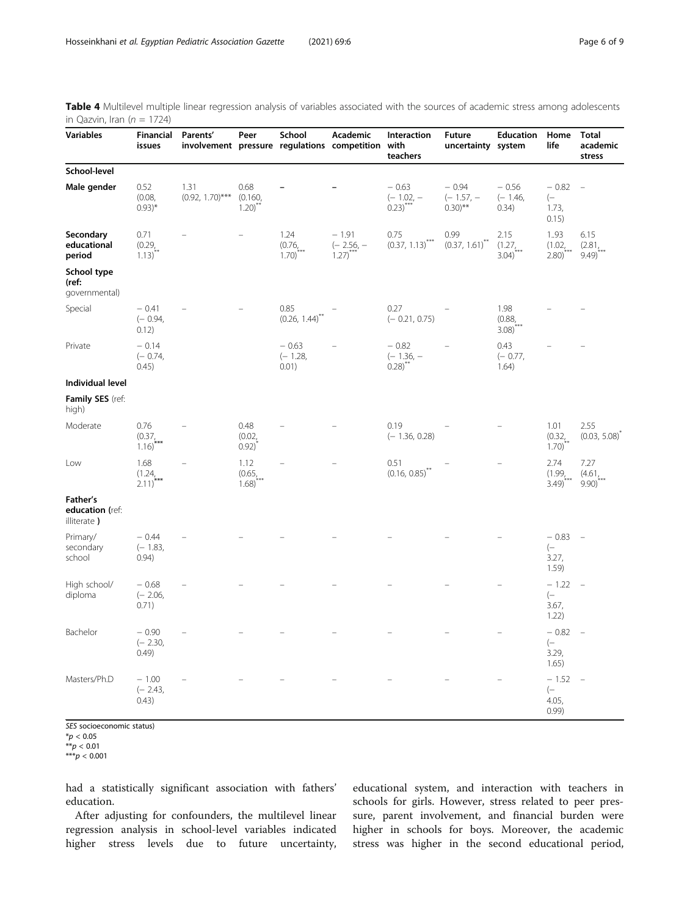**Table 4** Multilevel multiple linear regression analysis of variables associated with the sources of academic stress among adolescents in Qazvin, Iran ($n = 1724$)

| Variables | Financial issues | Parents' involvement | Peer pressure | School regulations | Academic competition | Interaction with teachers | Future uncertainty | Education system | Home life | Total academic stress |
|---|---|---|---|---|---|---|---|---|---|---|
| **School-level** | | | | | | | | | | |
| **Male gender** | 0.52 (0.08, 0.93)* | 1.31 (0.92, 1.70)*** | 0.68 (0.160, 1.20)** | – | – | − 0.63 (− 1.02, − 0.23)*** | − 0.94 (− 1.57, − 0.30)** | − 0.56 (− 1.46, 0.34) | − 0.82 (− 1.73, 0.15) | – |
| **Secondary educational period** | 0.71 (0.29, 1.13)** | – | – | 1.24 (0.76, 1.70)*** | − 1.91 (− 2.56, − 1.27)*** | 0.75 (0.37, 1.13)*** | 0.99 (0.37, 1.61)** | 2.15 (1.27, 3.04)*** | 1..93 (1.02, 2.80)*** | 6.15 (2.81, 9.49)*** |
| **School type** (ref: governmental) | | | | | | | | | | |
| Special | − 0.41 (− 0.94, 0.12) | – | – | 0.85 (0.26, 1.44)** | – | 0.27 (− 0.21, 0.75) | – | 1.98 (0.88, 3.08)*** | – | – |
| Private | − 0.14 (− 0.74, 0.45) | | | − 0.63 (− 1.28, 0.01) | – | − 0.82 (− 1.36, − 0.28)** | – | 0.43 (− 0.77, 1.64) | – | – |
| **Individual level** | | | | | | | | | | |
| **Family SES** (ref: high) | | | | | | | | | | |
| Moderate | 0.76 (0.37, 1.16)*** | – | 0.48 (0.02, 0.92)* | – | – | 0.19 (− 1.36, 0.28) | – | – | 1.01 (0.32, 1.70)** | 2.55 (0.03, 5.08)* |
| Low | 1.68 (1.24, 2.11)*** | – | 1.12 (0.65, 1.68)*** | – | – | 0.51 (0.16, 0.85)** | – | – | 2.74 (1.99, 3.49)*** | 7.27 (4.61, 9.90)*** |
| **Father's education** (ref: illiterate) | | | | | | | | | | |
| Primary/ secondary school | − 0.44 (− 1.83, 0.94) | – | – | – | – | – | – | – | − 0.83 (− 3.27, 1.59) | – |
| High school/ diploma | − 0.68 (− 2.06, 0.71) | – | – | – | – | – | – | – | − 1.22 (− 3.67, 1.22) | – |
| Bachelor | − 0.90 (− 2.30, 0.49) | – | – | – | – | – | – | – | − 0.82 (− 3.29, 1.65) | – |
| Masters/Ph.D | − 1.00 (− 2.43, 0.43) | – | – | – | – | – | – | – | − 1.52 (− 4.05, 0.99) | – |

*SES* socioeconomic status)
*$p < 0.05$
**$p < 0.01$
***$p < 0.001$

had a statistically significant association with fathers' education.

After adjusting for confounders, the multilevel linear regression analysis in school-level variables indicated higher stress levels due to future uncertainty, educational system, and interaction with teachers in schools for girls. However, stress related to peer pressure, parent involvement, and financial burden were higher in schools for boys. Moreover, the academic stress was higher in the second educational period,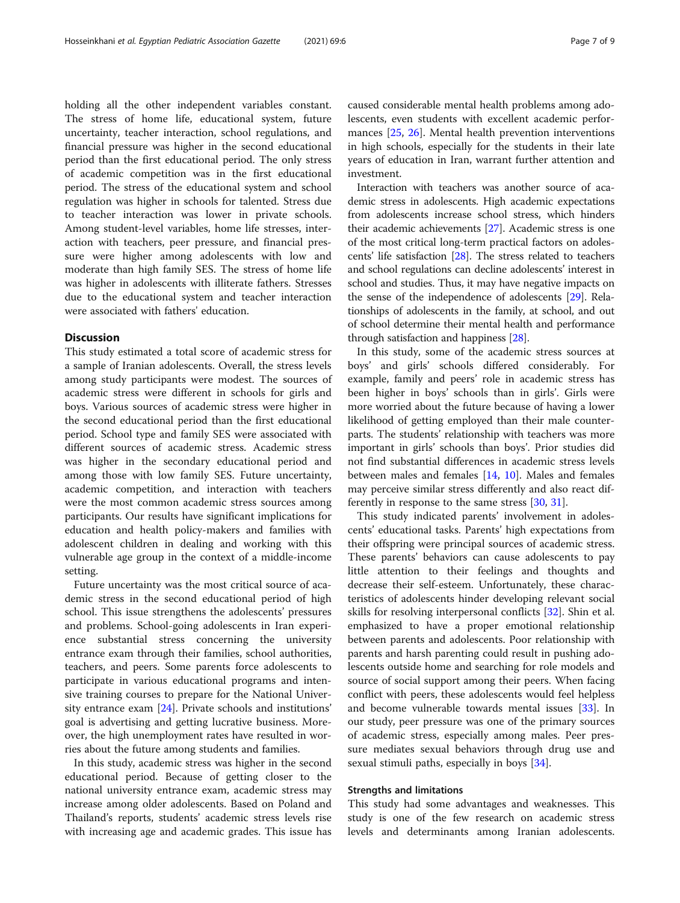holding all the other independent variables constant. The stress of home life, educational system, future uncertainty, teacher interaction, school regulations, and financial pressure was higher in the second educational period than the first educational period. The only stress of academic competition was in the first educational period. The stress of the educational system and school regulation was higher in schools for talented. Stress due to teacher interaction was lower in private schools. Among student-level variables, home life stresses, interaction with teachers, peer pressure, and financial pressure were higher among adolescents with low and moderate than high family SES. The stress of home life was higher in adolescents with illiterate fathers. Stresses due to the educational system and teacher interaction were associated with fathers' education.

## Discussion

This study estimated a total score of academic stress for a sample of Iranian adolescents. Overall, the stress levels among study participants were modest. The sources of academic stress were different in schools for girls and boys. Various sources of academic stress were higher in the second educational period than the first educational period. School type and family SES were associated with different sources of academic stress. Academic stress was higher in the secondary educational period and among those with low family SES. Future uncertainty, academic competition, and interaction with teachers were the most common academic stress sources among participants. Our results have significant implications for education and health policy-makers and families with adolescent children in dealing and working with this vulnerable age group in the context of a middle-income setting.

Future uncertainty was the most critical source of academic stress in the second educational period of high school. This issue strengthens the adolescents' pressures and problems. School-going adolescents in Iran experience substantial stress concerning the university entrance exam through their families, school authorities, teachers, and peers. Some parents force adolescents to participate in various educational programs and intensive training courses to prepare for the National University entrance exam [24]. Private schools and institutions' goal is advertising and getting lucrative business. Moreover, the high unemployment rates have resulted in worries about the future among students and families.

In this study, academic stress was higher in the second educational period. Because of getting closer to the national university entrance exam, academic stress may increase among older adolescents. Based on Poland and Thailand's reports, students' academic stress levels rise with increasing age and academic grades. This issue has caused considerable mental health problems among adolescents, even students with excellent academic performances [25, 26]. Mental health prevention interventions in high schools, especially for the students in their late years of education in Iran, warrant further attention and investment.

Interaction with teachers was another source of academic stress in adolescents. High academic expectations from adolescents increase school stress, which hinders their academic achievements [27]. Academic stress is one of the most critical long-term practical factors on adolescents' life satisfaction [28]. The stress related to teachers and school regulations can decline adolescents' interest in school and studies. Thus, it may have negative impacts on the sense of the independence of adolescents [29]. Relationships of adolescents in the family, at school, and out of school determine their mental health and performance through satisfaction and happiness [28].

In this study, some of the academic stress sources at boys' and girls' schools differed considerably. For example, family and peers' role in academic stress has been higher in boys' schools than in girls'. Girls were more worried about the future because of having a lower likelihood of getting employed than their male counterparts. The students' relationship with teachers was more important in girls' schools than boys'. Prior studies did not find substantial differences in academic stress levels between males and females [14, 10]. Males and females may perceive similar stress differently and also react differently in response to the same stress [30, 31].

This study indicated parents' involvement in adolescents' educational tasks. Parents' high expectations from their offspring were principal sources of academic stress. These parents' behaviors can cause adolescents to pay little attention to their feelings and thoughts and decrease their self-esteem. Unfortunately, these characteristics of adolescents hinder developing relevant social skills for resolving interpersonal conflicts [32]. Shin et al. emphasized to have a proper emotional relationship between parents and adolescents. Poor relationship with parents and harsh parenting could result in pushing adolescents outside home and searching for role models and source of social support among their peers. When facing conflict with peers, these adolescents would feel helpless and become vulnerable towards mental issues [33]. In our study, peer pressure was one of the primary sources of academic stress, especially among males. Peer pressure mediates sexual behaviors through drug use and sexual stimuli paths, especially in boys [34].

### Strengths and limitations

This study had some advantages and weaknesses. This study is one of the few research on academic stress levels and determinants among Iranian adolescents.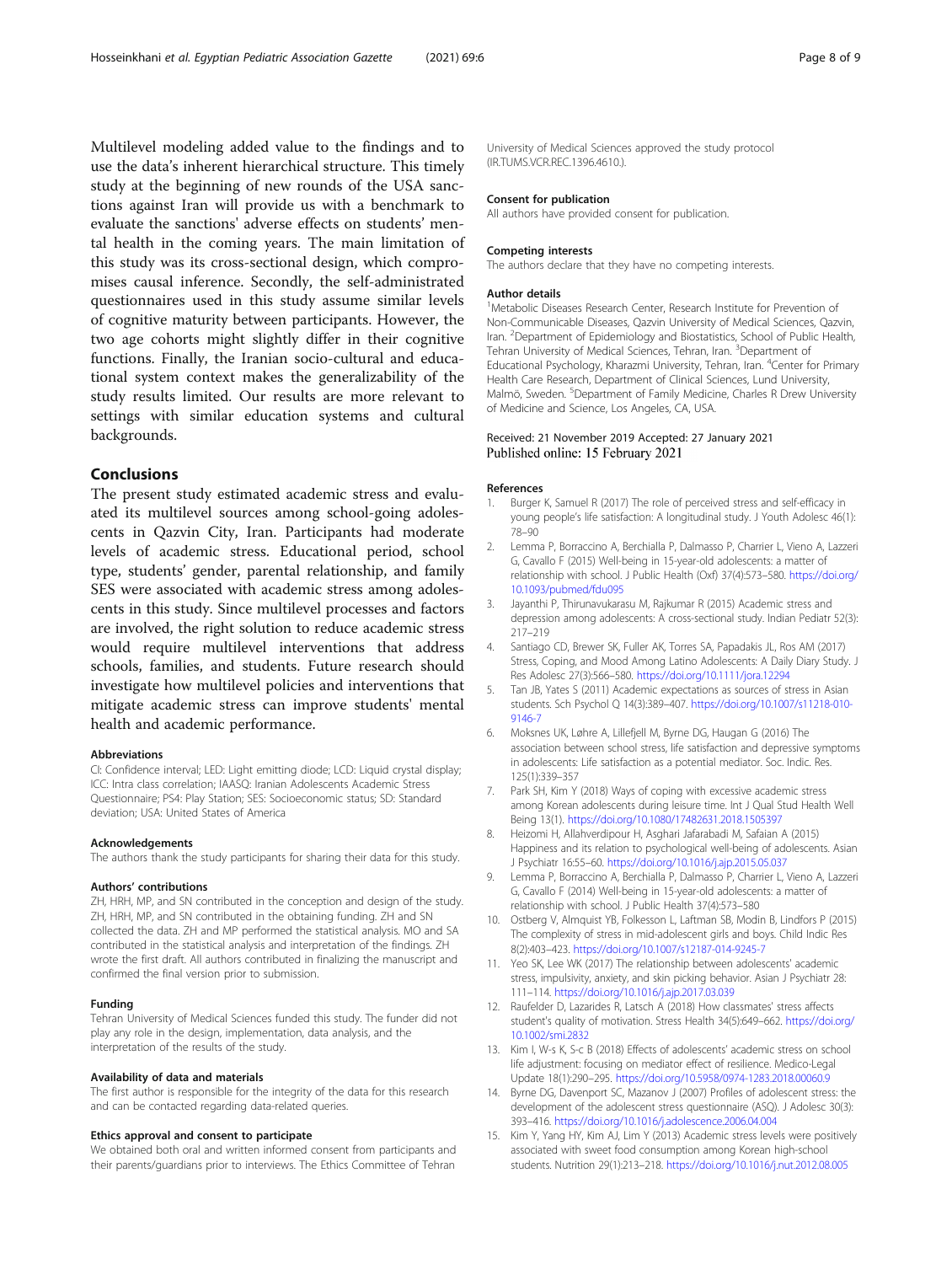Multilevel modeling added value to the findings and to use the data's inherent hierarchical structure. This timely study at the beginning of new rounds of the USA sanctions against Iran will provide us with a benchmark to evaluate the sanctions' adverse effects on students' mental health in the coming years. The main limitation of this study was its cross-sectional design, which compromises causal inference. Secondly, the self-administrated questionnaires used in this study assume similar levels of cognitive maturity between participants. However, the two age cohorts might slightly differ in their cognitive functions. Finally, the Iranian socio-cultural and educational system context makes the generalizability of the study results limited. Our results are more relevant to settings with similar education systems and cultural backgrounds.

## Conclusions

The present study estimated academic stress and evaluated its multilevel sources among school-going adolescents in Qazvin City, Iran. Participants had moderate levels of academic stress. Educational period, school type, students' gender, parental relationship, and family SES were associated with academic stress among adolescents in this study. Since multilevel processes and factors are involved, the right solution to reduce academic stress would require multilevel interventions that address schools, families, and students. Future research should investigate how multilevel policies and interventions that mitigate academic stress can improve students' mental health and academic performance.

#### Abbreviations

CI: Confidence interval; LED: Light emitting diode; LCD: Liquid crystal display; ICC: Intra class correlation; IAASQ: Iranian Adolescents Academic Stress Questionnaire; PS4: Play Station; SES: Socioeconomic status; SD: Standard deviation; USA: United States of America

#### Acknowledgements

The authors thank the study participants for sharing their data for this study.

#### Authors' contributions

ZH, HRH, MP, and SN contributed in the conception and design of the study. ZH, HRH, MP, and SN contributed in the obtaining funding. ZH and SN collected the data. ZH and MP performed the statistical analysis. MO and SA contributed in the statistical analysis and interpretation of the findings. ZH wrote the first draft. All authors contributed in finalizing the manuscript and confirmed the final version prior to submission.

#### Funding

Tehran University of Medical Sciences funded this study. The funder did not play any role in the design, implementation, data analysis, and the interpretation of the results of the study.

#### Availability of data and materials

The first author is responsible for the integrity of the data for this research and can be contacted regarding data-related queries.

#### Ethics approval and consent to participate

We obtained both oral and written informed consent from participants and their parents/guardians prior to interviews. The Ethics Committee of Tehran University of Medical Sciences approved the study protocol (IR.TUMS.VCR.REC.1396.4610.).

#### Consent for publication

All authors have provided consent for publication.

#### Competing interests

The authors declare that they have no competing interests.

#### Author details

[1]Metabolic Diseases Research Center, Research Institute for Prevention of Non-Communicable Diseases, Qazvin University of Medical Sciences, Qazvin, Iran. [2]Department of Epidemiology and Biostatistics, School of Public Health, Tehran University of Medical Sciences, Tehran, Iran. [3]Department of Educational Psychology, Kharazmi University, Tehran, Iran. [4]Center for Primary Health Care Research, Department of Clinical Sciences, Lund University, Malmö, Sweden. [5]Department of Family Medicine, Charles R Drew University of Medicine and Science, Los Angeles, CA, USA.

Received: 21 November 2019 Accepted: 27 January 2021
Published online: 15 February 2021

#### References

1. Burger K, Samuel R (2017) The role of perceived stress and self-efficacy in young people's life satisfaction: A longitudinal study. J Youth Adolesc 46(1): 78–90
2. Lemma P, Borraccino A, Berchialla P, Dalmasso P, Charrier L, Vieno A, Lazzeri G, Cavallo F (2015) Well-being in 15-year-old adolescents: a matter of relationship with school. J Public Health (Oxf) 37(4):573–580. https://doi.org/10.1093/pubmed/fdu095
3. Jayanthi P, Thirunavukarasu M, Rajkumar R (2015) Academic stress and depression among adolescents: A cross-sectional study. Indian Pediatr 52(3): 217–219
4. Santiago CD, Brewer SK, Fuller AK, Torres SA, Papadakis JL, Ros AM (2017) Stress, Coping, and Mood Among Latino Adolescents: A Daily Diary Study. J Res Adolesc 27(3):566–580. https://doi.org/10.1111/jora.12294
5. Tan JB, Yates S (2011) Academic expectations as sources of stress in Asian students. Sch Psychol Q 14(3):389–407. https://doi.org/10.1007/s11218-010-9146-7
6. Moksnes UK, Løhre A, Lillefjell M, Byrne DG, Haugan G (2016) The association between school stress, life satisfaction and depressive symptoms in adolescents: Life satisfaction as a potential mediator. Soc. Indic. Res. 125(1):339–357
7. Park SH, Kim Y (2018) Ways of coping with excessive academic stress among Korean adolescents during leisure time. Int J Qual Stud Health Well Being 13(1). https://doi.org/10.1080/17482631.2018.1505397
8. Heizomi H, Allahverdipour H, Asghari Jafarabadi M, Safaian A (2015) Happiness and its relation to psychological well-being of adolescents. Asian J Psychiatr 16:55–60. https://doi.org/10.1016/j.ajp.2015.05.037
9. Lemma P, Borraccino A, Berchialla P, Dalmasso P, Charrier L, Vieno A, Lazzeri G, Cavallo F (2014) Well-being in 15-year-old adolescents: a matter of relationship with school. J Public Health 37(4):573–580
10. Ostberg V, Almquist YB, Folkesson L, Laftman SB, Modin B, Lindfors P (2015) The complexity of stress in mid-adolescent girls and boys. Child Indic Res 8(2):403–423. https://doi.org/10.1007/s12187-014-9245-7
11. Yeo SK, Lee WK (2017) The relationship between adolescents' academic stress, impulsivity, anxiety, and skin picking behavior. Asian J Psychiatr 28: 111–114. https://doi.org/10.1016/j.ajp.2017.03.039
12. Raufelder D, Lazarides R, Latsch A (2018) How classmates' stress affects student's quality of motivation. Stress Health 34(5):649–662. https://doi.org/10.1002/smi.2832
13. Kim I, W-s K, S-c B (2018) Effects of adolescents' academic stress on school life adjustment: focusing on mediator effect of resilience. Medico-Legal Update 18(1):290–295. https://doi.org/10.5958/0974-1283.2018.00060.9
14. Byrne DG, Davenport SC, Mazanov J (2007) Profiles of adolescent stress: the development of the adolescent stress questionnaire (ASQ). J Adolesc 30(3): 393–416. https://doi.org/10.1016/j.adolescence.2006.04.004
15. Kim Y, Yang HY, Kim AJ, Lim Y (2013) Academic stress levels were positively associated with sweet food consumption among Korean high-school students. Nutrition 29(1):213–218. https://doi.org/10.1016/j.nut.2012.08.005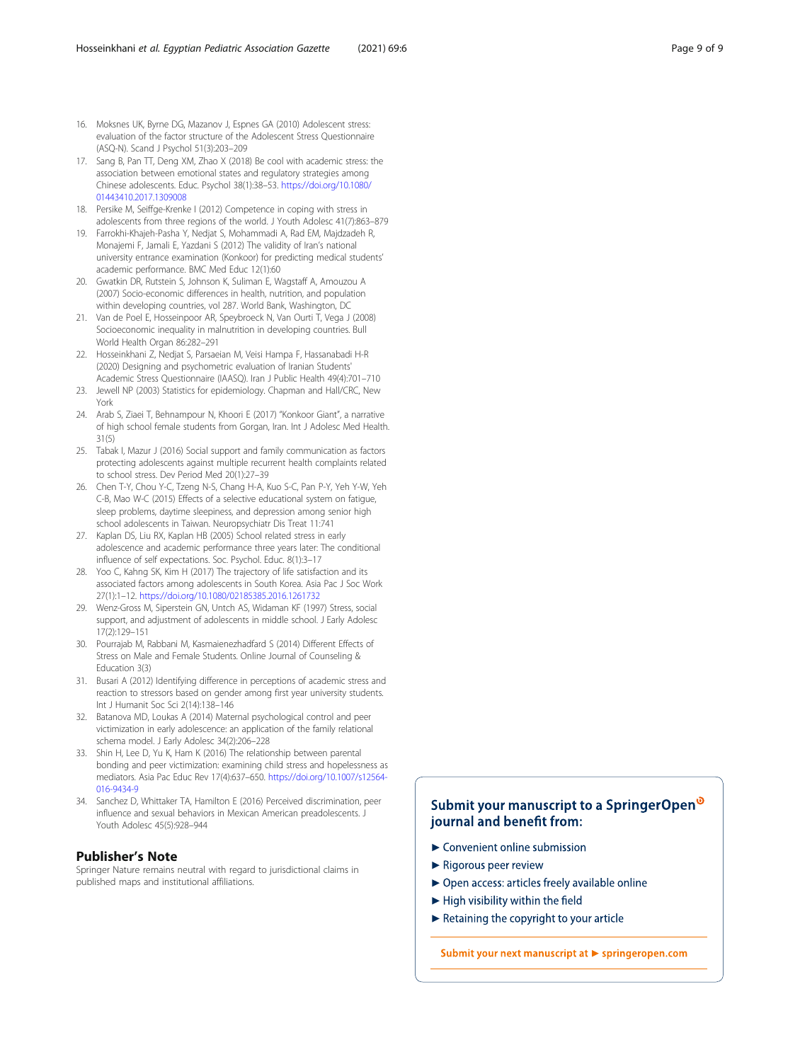16. Moksnes UK, Byrne DG, Mazanov J, Espnes GA (2010) Adolescent stress: evaluation of the factor structure of the Adolescent Stress Questionnaire (ASQ-N). Scand J Psychol 51(3):203–209
17. Sang B, Pan TT, Deng XM, Zhao X (2018) Be cool with academic stress: the association between emotional states and regulatory strategies among Chinese adolescents. Educ. Psychol 38(1):38–53. https://doi.org/10.1080/01443410.2017.1309008
18. Persike M, Seiffge-Krenke I (2012) Competence in coping with stress in adolescents from three regions of the world. J Youth Adolesc 41(7):863–879
19. Farrokhi-Khajeh-Pasha Y, Nedjat S, Mohammadi A, Rad EM, Majdzadeh R, Monajemi F, Jamali E, Yazdani S (2012) The validity of Iran's national university entrance examination (Konkoor) for predicting medical students' academic performance. BMC Med Educ 12(1):60
20. Gwatkin DR, Rutstein S, Johnson K, Suliman E, Wagstaff A, Amouzou A (2007) Socio-economic differences in health, nutrition, and population within developing countries, vol 287. World Bank, Washington, DC
21. Van de Poel E, Hosseinpoor AR, Speybroeck N, Van Ourti T, Vega J (2008) Socioeconomic inequality in malnutrition in developing countries. Bull World Health Organ 86:282–291
22. Hosseinkhani Z, Nedjat S, Parsaeian M, Veisi Hampa F, Hassanabadi H-R (2020) Designing and psychometric evaluation of Iranian Students' Academic Stress Questionnaire (IAASQ). Iran J Public Health 49(4):701–710
23. Jewell NP (2003) Statistics for epidemiology. Chapman and Hall/CRC, New York
24. Arab S, Ziaei T, Behnampour N, Khoori E (2017) "Konkoor Giant", a narrative of high school female students from Gorgan, Iran. Int J Adolesc Med Health. 31(5)
25. Tabak I, Mazur J (2016) Social support and family communication as factors protecting adolescents against multiple recurrent health complaints related to school stress. Dev Period Med 20(1):27–39
26. Chen T-Y, Chou Y-C, Tzeng N-S, Chang H-A, Kuo S-C, Pan P-Y, Yeh Y-W, Yeh C-B, Mao W-C (2015) Effects of a selective educational system on fatigue, sleep problems, daytime sleepiness, and depression among senior high school adolescents in Taiwan. Neuropsychiatr Dis Treat 11:741
27. Kaplan DS, Liu RX, Kaplan HB (2005) School related stress in early adolescence and academic performance three years later: The conditional influence of self expectations. Soc. Psychol. Educ. 8(1):3–17
28. Yoo C, Kahng SK, Kim H (2017) The trajectory of life satisfaction and its associated factors among adolescents in South Korea. Asia Pac J Soc Work 27(1):1–12. https://doi.org/10.1080/02185385.2016.1261732
29. Wenz-Gross M, Siperstein GN, Untch AS, Widaman KF (1997) Stress, social support, and adjustment of adolescents in middle school. J Early Adolesc 17(2):129–151
30. Pourrajab M, Rabbani M, Kasmaienezhadfard S (2014) Different Effects of Stress on Male and Female Students. Online Journal of Counseling & Education 3(3)
31. Busari A (2012) Identifying difference in perceptions of academic stress and reaction to stressors based on gender among first year university students. Int J Humanit Soc Sci 2(14):138–146
32. Batanova MD, Loukas A (2014) Maternal psychological control and peer victimization in early adolescence: an application of the family relational schema model. J Early Adolesc 34(2):206–228
33. Shin H, Lee D, Yu K, Ham K (2016) The relationship between parental bonding and peer victimization: examining child stress and hopelessness as mediators. Asia Pac Educ Rev 17(4):637–650. https://doi.org/10.1007/s12564-016-9434-9
34. Sanchez D, Whittaker TA, Hamilton E (2016) Perceived discrimination, peer influence and sexual behaviors in Mexican American preadolescents. J Youth Adolesc 45(5):928–944

## Publisher's Note

Springer Nature remains neutral with regard to jurisdictional claims in published maps and institutional affiliations.

**Submit your manuscript to a SpringerOpen journal and benefit from:**

- ► Convenient online submission
- ► Rigorous peer review
- ► Open access: articles freely available online
- ► High visibility within the field
- ► Retaining the copyright to your article

**Submit your next manuscript at ► springeropen.com**